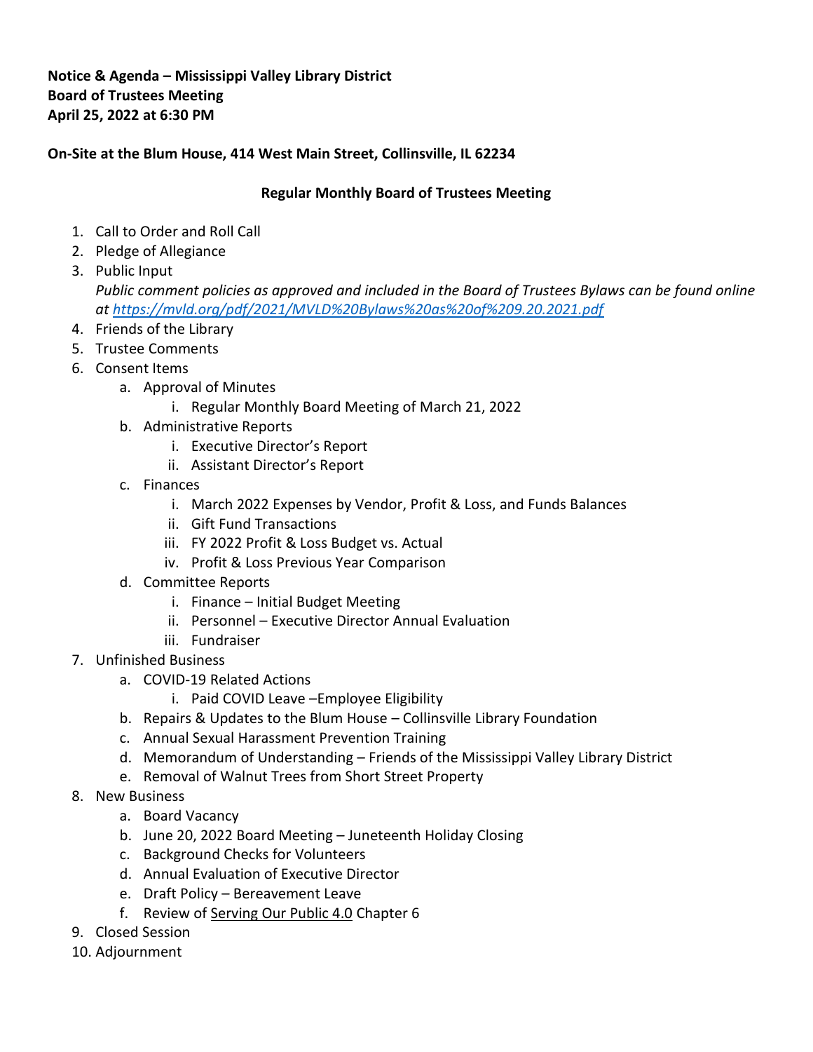**Notice & Agenda – Mississippi Valley Library District**
**Board of Trustees Meeting**
**April 25, 2022 at 6:30 PM**

**On-Site at the Blum House, 414 West Main Street, Collinsville, IL 62234**

**Regular Monthly Board of Trustees Meeting**

1. Call to Order and Roll Call
2. Pledge of Allegiance
3. Public Input
   *Public comment policies as approved and included in the Board of Trustees Bylaws can be found online at [https://mvld.org/pdf/2021/MVLD%20Bylaws%20as%20of%209.20.2021.pdf](https://mvld.org/pdf/2021/MVLD%20Bylaws%20as%20of%209.20.2021.pdf)*
4. Friends of the Library
5. Trustee Comments
6. Consent Items
   a. Approval of Minutes
      i. Regular Monthly Board Meeting of March 21, 2022
   b. Administrative Reports
      i. Executive Director's Report
      ii. Assistant Director's Report
   c. Finances
      i. March 2022 Expenses by Vendor, Profit & Loss, and Funds Balances
      ii. Gift Fund Transactions
      iii. FY 2022 Profit & Loss Budget vs. Actual
      iv. Profit & Loss Previous Year Comparison
   d. Committee Reports
      i. Finance – Initial Budget Meeting
      ii. Personnel – Executive Director Annual Evaluation
      iii. Fundraiser
7. Unfinished Business
   a. COVID-19 Related Actions
      i. Paid COVID Leave –Employee Eligibility
   b. Repairs & Updates to the Blum House – Collinsville Library Foundation
   c. Annual Sexual Harassment Prevention Training
   d. Memorandum of Understanding – Friends of the Mississippi Valley Library District
   e. Removal of Walnut Trees from Short Street Property
8. New Business
   a. Board Vacancy
   b. June 20, 2022 Board Meeting – Juneteenth Holiday Closing
   c. Background Checks for Volunteers
   d. Annual Evaluation of Executive Director
   e. Draft Policy – Bereavement Leave
   f. Review of <u>Serving Our Public 4.0</u> Chapter 6
9. Closed Session
10. Adjournment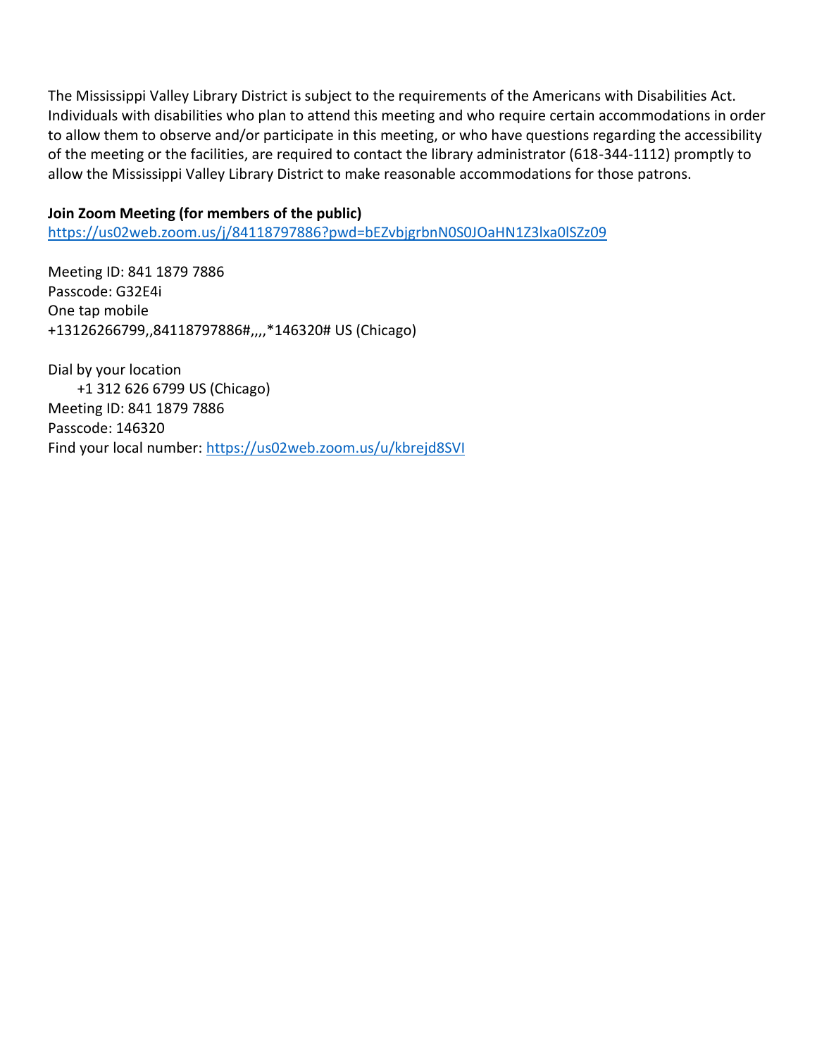The Mississippi Valley Library District is subject to the requirements of the Americans with Disabilities Act. Individuals with disabilities who plan to attend this meeting and who require certain accommodations in order to allow them to observe and/or participate in this meeting, or who have questions regarding the accessibility of the meeting or the facilities, are required to contact the library administrator (618-344-1112) promptly to allow the Mississippi Valley Library District to make reasonable accommodations for those patrons.

**Join Zoom Meeting (for members of the public)**
https://us02web.zoom.us/j/84118797886?pwd=bEZvbjgrbnN0S0JOaHN1Z3lxa0lSZz09

Meeting ID: 841 1879 7886
Passcode: G32E4i
One tap mobile
+13126266799,,84118797886#,,,,*146320# US (Chicago)

Dial by your location
+1 312 626 6799 US (Chicago)
Meeting ID: 841 1879 7886
Passcode: 146320
Find your local number: https://us02web.zoom.us/u/kbrejd8SVI